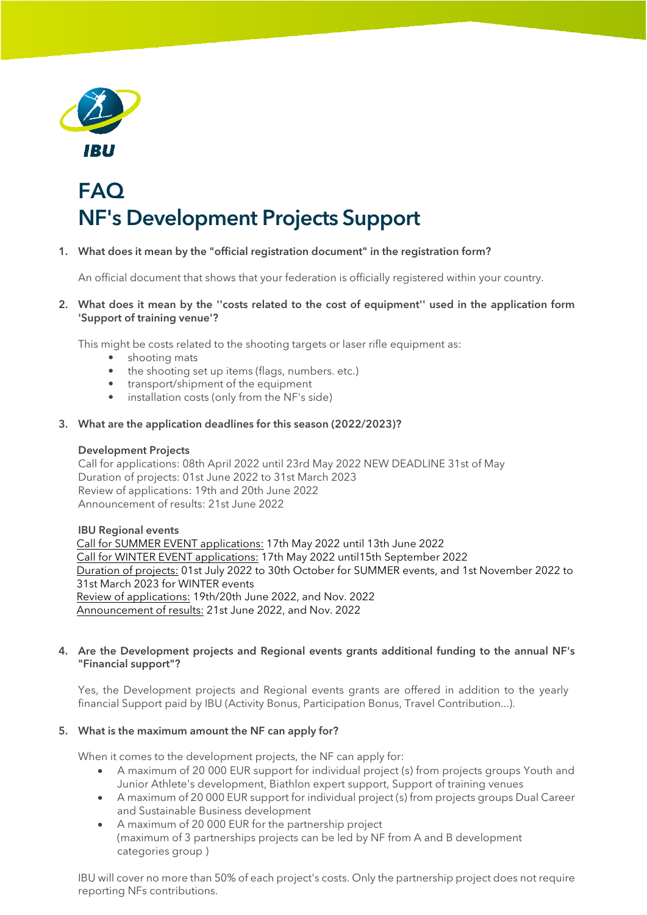# FAQ
# NF's Development Projects Support

1. **What does it mean by the "official registration document" in the registration form?**

   An official document that shows that your federation is officially registered within your country.

2. **What does it mean by the ''costs related to the cost of equipment'' used in the application form 'Support of training venue'?**

   This might be costs related to the shooting targets or laser rifle equipment as:
   - shooting mats
   - the shooting set up items (flags, numbers. etc.)
   - transport/shipment of the equipment
   - installation costs (only from the NF's side)

3. **What are the application deadlines for this season (2022/2023)?**

   **Development Projects**
   Call for applications: 08th April 2022 until 23rd May 2022 NEW DEADLINE 31st of May
   Duration of projects: 01st June 2022 to 31st March 2023
   Review of applications: 19th and 20th June 2022
   Announcement of results: 21st June 2022

   **IBU Regional events**
   Call for SUMMER EVENT applications: 17th May 2022 until 13th June 2022
   Call for WINTER EVENT applications: 17th May 2022 until15th September 2022
   Duration of projects: 01st July 2022 to 30th October for SUMMER events, and 1st November 2022 to 31st March 2023 for WINTER events
   Review of applications: 19th/20th June 2022, and Nov. 2022
   Announcement of results: 21st June 2022, and Nov. 2022

4. **Are the Development projects and Regional events grants additional funding to the annual NF's "Financial support"?**

   Yes, the Development projects and Regional events grants are offered in addition to the yearly financial Support paid by IBU (Activity Bonus, Participation Bonus, Travel Contribution...).

5. **What is the maximum amount the NF can apply for?**

   When it comes to the development projects, the NF can apply for:
   - A maximum of 20 000 EUR support for individual project (s) from projects groups Youth and Junior Athlete's development, Biathlon expert support, Support of training venues
   - A maximum of 20 000 EUR support for individual project (s) from projects groups Dual Career and Sustainable Business development
   - A maximum of 20 000 EUR for the partnership project
     (maximum of 3 partnerships projects can be led by NF from A and B development categories group )

   IBU will cover no more than 50% of each project's costs. Only the partnership project does not require reporting NFs contributions.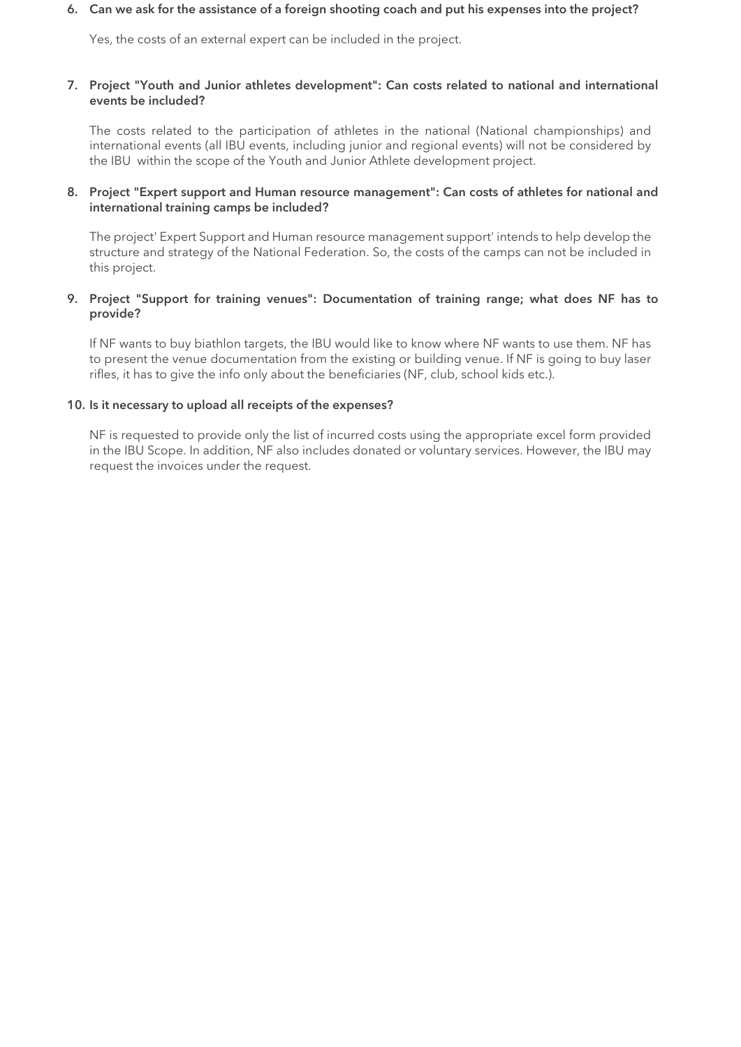6. **Can we ask for the assistance of a foreign shooting coach and put his expenses into the project?**

   Yes, the costs of an external expert can be included in the project.

7. **Project "Youth and Junior athletes development": Can costs related to national and international events be included?**

   The costs related to the participation of athletes in the national (National championships) and international events (all IBU events, including junior and regional events) will not be considered by the IBU within the scope of the Youth and Junior Athlete development project.

8. **Project "Expert support and Human resource management": Can costs of athletes for national and international training camps be included?**

   The project' Expert Support and Human resource management support' intends to help develop the structure and strategy of the National Federation. So, the costs of the camps can not be included in this project.

9. **Project "Support for training venues": Documentation of training range; what does NF has to provide?**

   If NF wants to buy biathlon targets, the IBU would like to know where NF wants to use them. NF has to present the venue documentation from the existing or building venue. If NF is going to buy laser rifles, it has to give the info only about the beneficiaries (NF, club, school kids etc.).

10. **Is it necessary to upload all receipts of the expenses?**

    NF is requested to provide only the list of incurred costs using the appropriate excel form provided in the IBU Scope. In addition, NF also includes donated or voluntary services. However, the IBU may request the invoices under the request.